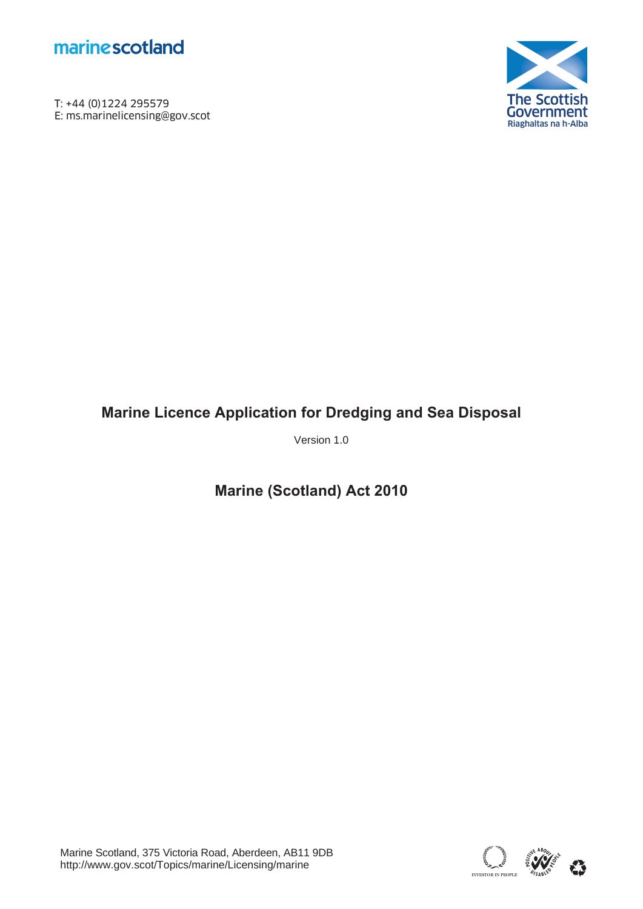marinescotland

T: +44 (0)1224 295579
E: ms.marinelicensing@gov.scot

The Scottish Government
Riaghaltas na h-Alba

# Marine Licence Application for Dredging and Sea Disposal

Version 1.0

## Marine (Scotland) Act 2010

Marine Scotland, 375 Victoria Road, Aberdeen, AB11 9DB
http://www.gov.scot/Topics/marine/Licensing/marine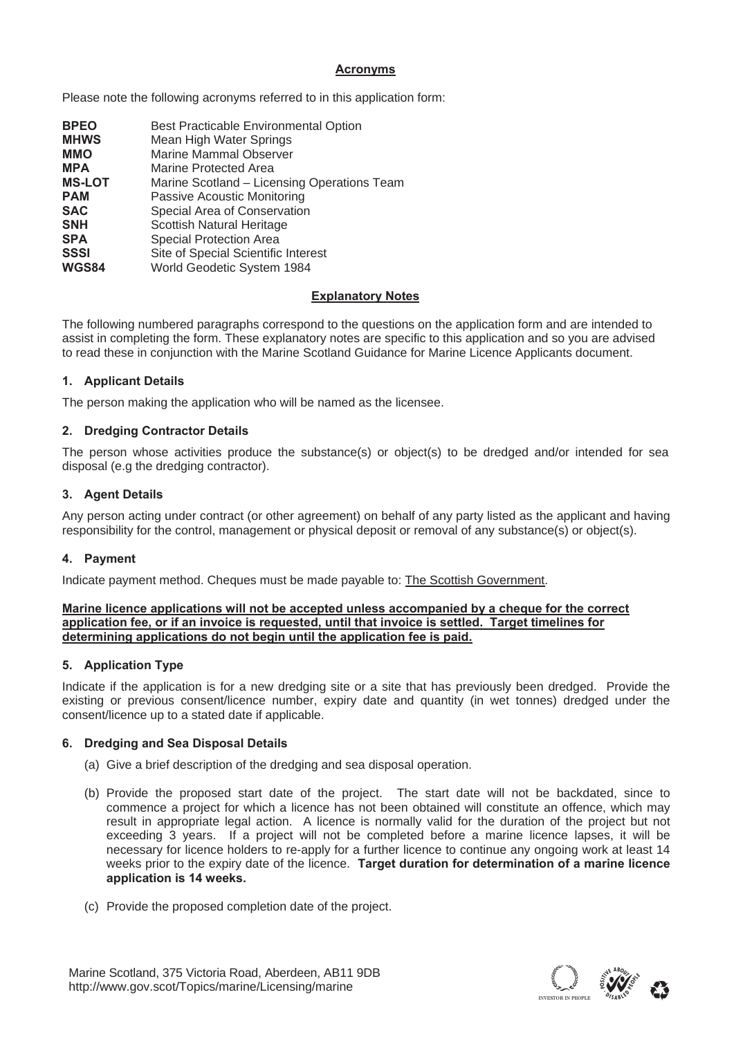## Acronyms

Please note the following acronyms referred to in this application form:

| | |
|---|---|
| **BPEO** | Best Practicable Environmental Option |
| **MHWS** | Mean High Water Springs |
| **MMO** | Marine Mammal Observer |
| **MPA** | Marine Protected Area |
| **MS-LOT** | Marine Scotland – Licensing Operations Team |
| **PAM** | Passive Acoustic Monitoring |
| **SAC** | Special Area of Conservation |
| **SNH** | Scottish Natural Heritage |
| **SPA** | Special Protection Area |
| **SSSI** | Site of Special Scientific Interest |
| **WGS84** | World Geodetic System 1984 |

## Explanatory Notes

The following numbered paragraphs correspond to the questions on the application form and are intended to assist in completing the form. These explanatory notes are specific to this application and so you are advised to read these in conjunction with the Marine Scotland Guidance for Marine Licence Applicants document.

### 1. Applicant Details

The person making the application who will be named as the licensee.

### 2. Dredging Contractor Details

The person whose activities produce the substance(s) or object(s) to be dredged and/or intended for sea disposal (e.g the dredging contractor).

### 3. Agent Details

Any person acting under contract (or other agreement) on behalf of any party listed as the applicant and having responsibility for the control, management or physical deposit or removal of any substance(s) or object(s).

### 4. Payment

Indicate payment method. Cheques must be made payable to: The Scottish Government.

**Marine licence applications will not be accepted unless accompanied by a cheque for the correct application fee, or if an invoice is requested, until that invoice is settled. Target timelines for determining applications do not begin until the application fee is paid.**

### 5. Application Type

Indicate if the application is for a new dredging site or a site that has previously been dredged. Provide the existing or previous consent/licence number, expiry date and quantity (in wet tonnes) dredged under the consent/licence up to a stated date if applicable.

### 6. Dredging and Sea Disposal Details

(a) Give a brief description of the dredging and sea disposal operation.

(b) Provide the proposed start date of the project. The start date will not be backdated, since to commence a project for which a licence has not been obtained will constitute an offence, which may result in appropriate legal action. A licence is normally valid for the duration of the project but not exceeding 3 years. If a project will not be completed before a marine licence lapses, it will be necessary for licence holders to re-apply for a further licence to continue any ongoing work at least 14 weeks prior to the expiry date of the licence. **Target duration for determination of a marine licence application is 14 weeks.**

(c) Provide the proposed completion date of the project.

Marine Scotland, 375 Victoria Road, Aberdeen, AB11 9DB
http://www.gov.scot/Topics/marine/Licensing/marine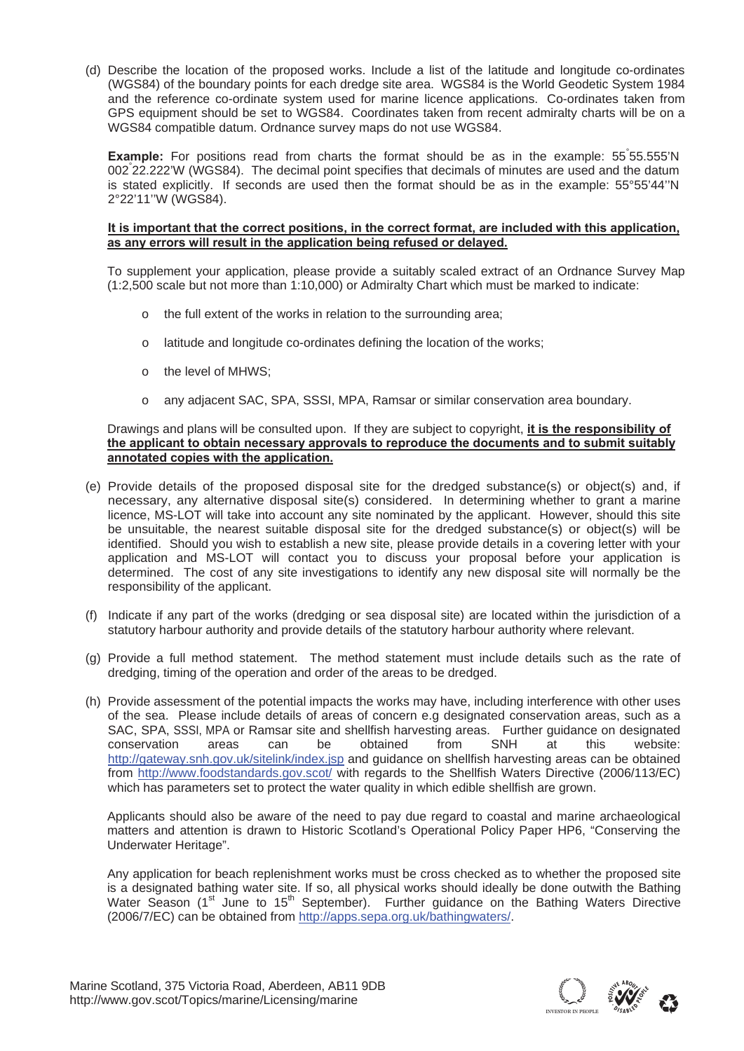(d) Describe the location of the proposed works. Include a list of the latitude and longitude co-ordinates (WGS84) of the boundary points for each dredge site area. WGS84 is the World Geodetic System 1984 and the reference co-ordinate system used for marine licence applications. Co-ordinates taken from GPS equipment should be set to WGS84. Coordinates taken from recent admiralty charts will be on a WGS84 compatible datum. Ordnance survey maps do not use WGS84.

**Example:** For positions read from charts the format should be as in the example: 55°55.555'N 002°22.222'W (WGS84). The decimal point specifies that decimals of minutes are used and the datum is stated explicitly. If seconds are used then the format should be as in the example: 55°55'44''N 2°22'11''W (WGS84).

**<u>It is important that the correct positions, in the correct format, are included with this application, as any errors will result in the application being refused or delayed.</u>**

To supplement your application, please provide a suitably scaled extract of an Ordnance Survey Map (1:2,500 scale but not more than 1:10,000) or Admiralty Chart which must be marked to indicate:

- the full extent of the works in relation to the surrounding area;
- latitude and longitude co-ordinates defining the location of the works;
- the level of MHWS;
- any adjacent SAC, SPA, SSSI, MPA, Ramsar or similar conservation area boundary.

Drawings and plans will be consulted upon. If they are subject to copyright, **<u>it is the responsibility of the applicant to obtain necessary approvals to reproduce the documents and to submit suitably annotated copies with the application.</u>**

(e) Provide details of the proposed disposal site for the dredged substance(s) or object(s) and, if necessary, any alternative disposal site(s) considered. In determining whether to grant a marine licence, MS-LOT will take into account any site nominated by the applicant. However, should this site be unsuitable, the nearest suitable disposal site for the dredged substance(s) or object(s) will be identified. Should you wish to establish a new site, please provide details in a covering letter with your application and MS-LOT will contact you to discuss your proposal before your application is determined. The cost of any site investigations to identify any new disposal site will normally be the responsibility of the applicant.

(f) Indicate if any part of the works (dredging or sea disposal site) are located within the jurisdiction of a statutory harbour authority and provide details of the statutory harbour authority where relevant.

(g) Provide a full method statement. The method statement must include details such as the rate of dredging, timing of the operation and order of the areas to be dredged.

(h) Provide assessment of the potential impacts the works may have, including interference with other uses of the sea. Please include details of areas of concern e.g designated conservation areas, such as a SAC, SPA, SSSI, MPA or Ramsar site and shellfish harvesting areas. Further guidance on designated conservation areas can be obtained from SNH at this website: http://gateway.snh.gov.uk/sitelink/index.jsp and guidance on shellfish harvesting areas can be obtained from http://www.foodstandards.gov.scot/ with regards to the Shellfish Waters Directive (2006/113/EC) which has parameters set to protect the water quality in which edible shellfish are grown.

Applicants should also be aware of the need to pay due regard to coastal and marine archaeological matters and attention is drawn to Historic Scotland's Operational Policy Paper HP6, "Conserving the Underwater Heritage".

Any application for beach replenishment works must be cross checked as to whether the proposed site is a designated bathing water site. If so, all physical works should ideally be done outwith the Bathing Water Season (1st June to 15th September). Further guidance on the Bathing Waters Directive (2006/7/EC) can be obtained from http://apps.sepa.org.uk/bathingwaters/.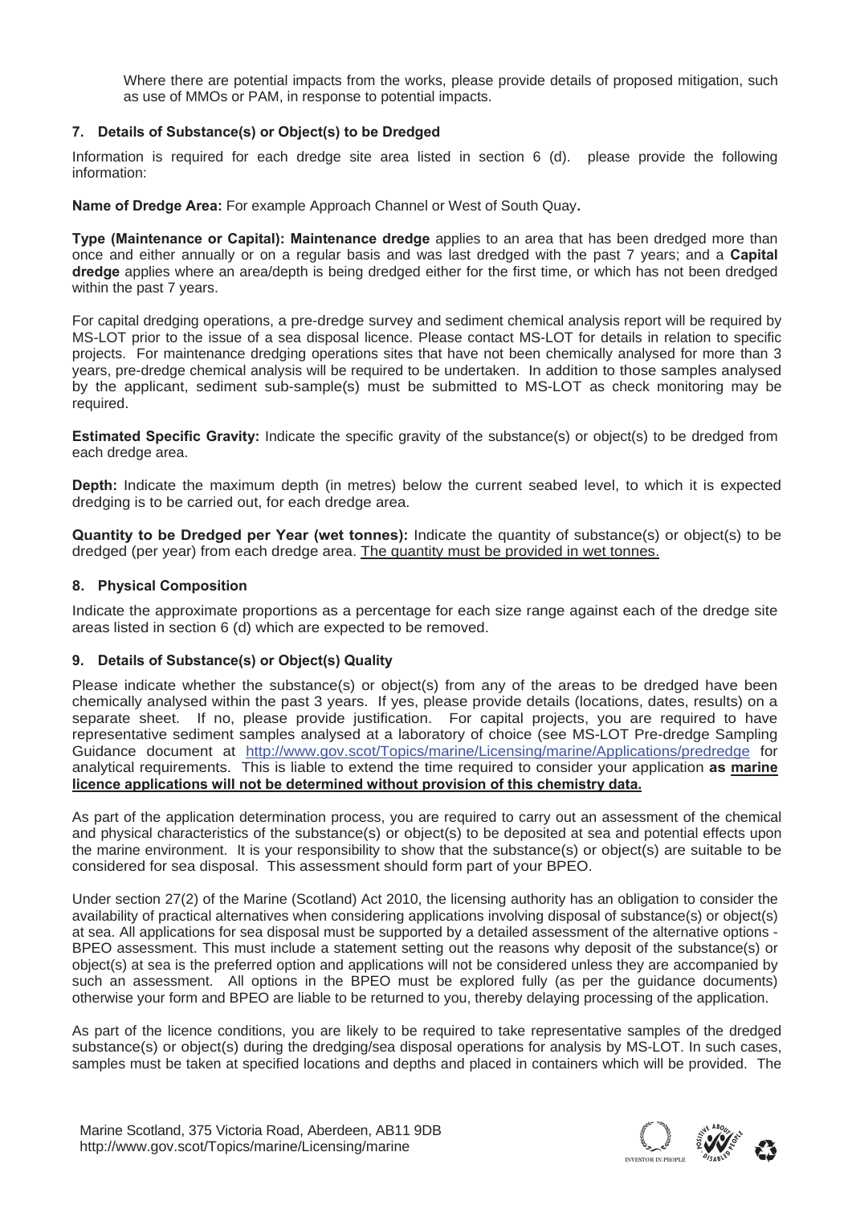Where there are potential impacts from the works, please provide details of proposed mitigation, such as use of MMOs or PAM, in response to potential impacts.

## 7. Details of Substance(s) or Object(s) to be Dredged

Information is required for each dredge site area listed in section 6 (d). please provide the following information:

**Name of Dredge Area:** For example Approach Channel or West of South Quay**.**

**Type (Maintenance or Capital): Maintenance dredge** applies to an area that has been dredged more than once and either annually or on a regular basis and was last dredged with the past 7 years; and a **Capital dredge** applies where an area/depth is being dredged either for the first time, or which has not been dredged within the past 7 years.

For capital dredging operations, a pre-dredge survey and sediment chemical analysis report will be required by MS-LOT prior to the issue of a sea disposal licence. Please contact MS-LOT for details in relation to specific projects. For maintenance dredging operations sites that have not been chemically analysed for more than 3 years, pre-dredge chemical analysis will be required to be undertaken. In addition to those samples analysed by the applicant, sediment sub-sample(s) must be submitted to MS-LOT as check monitoring may be required.

**Estimated Specific Gravity:** Indicate the specific gravity of the substance(s) or object(s) to be dredged from each dredge area.

**Depth:** Indicate the maximum depth (in metres) below the current seabed level, to which it is expected dredging is to be carried out, for each dredge area.

**Quantity to be Dredged per Year (wet tonnes):** Indicate the quantity of substance(s) or object(s) to be dredged (per year) from each dredge area. <u>The quantity must be provided in wet tonnes.</u>

## 8. Physical Composition

Indicate the approximate proportions as a percentage for each size range against each of the dredge site areas listed in section 6 (d) which are expected to be removed.

## 9. Details of Substance(s) or Object(s) Quality

Please indicate whether the substance(s) or object(s) from any of the areas to be dredged have been chemically analysed within the past 3 years. If yes, please provide details (locations, dates, results) on a separate sheet. If no, please provide justification. For capital projects, you are required to have representative sediment samples analysed at a laboratory of choice (see MS-LOT Pre-dredge Sampling Guidance document at http://www.gov.scot/Topics/marine/Licensing/marine/Applications/predredge for analytical requirements. This is liable to extend the time required to consider your application **as <u>marine licence applications will not be determined without provision of this chemistry data.</u>**

As part of the application determination process, you are required to carry out an assessment of the chemical and physical characteristics of the substance(s) or object(s) to be deposited at sea and potential effects upon the marine environment. It is your responsibility to show that the substance(s) or object(s) are suitable to be considered for sea disposal. This assessment should form part of your BPEO.

Under section 27(2) of the Marine (Scotland) Act 2010, the licensing authority has an obligation to consider the availability of practical alternatives when considering applications involving disposal of substance(s) or object(s) at sea. All applications for sea disposal must be supported by a detailed assessment of the alternative options - BPEO assessment. This must include a statement setting out the reasons why deposit of the substance(s) or object(s) at sea is the preferred option and applications will not be considered unless they are accompanied by such an assessment. All options in the BPEO must be explored fully (as per the guidance documents) otherwise your form and BPEO are liable to be returned to you, thereby delaying processing of the application.

As part of the licence conditions, you are likely to be required to take representative samples of the dredged substance(s) or object(s) during the dredging/sea disposal operations for analysis by MS-LOT. In such cases, samples must be taken at specified locations and depths and placed in containers which will be provided. The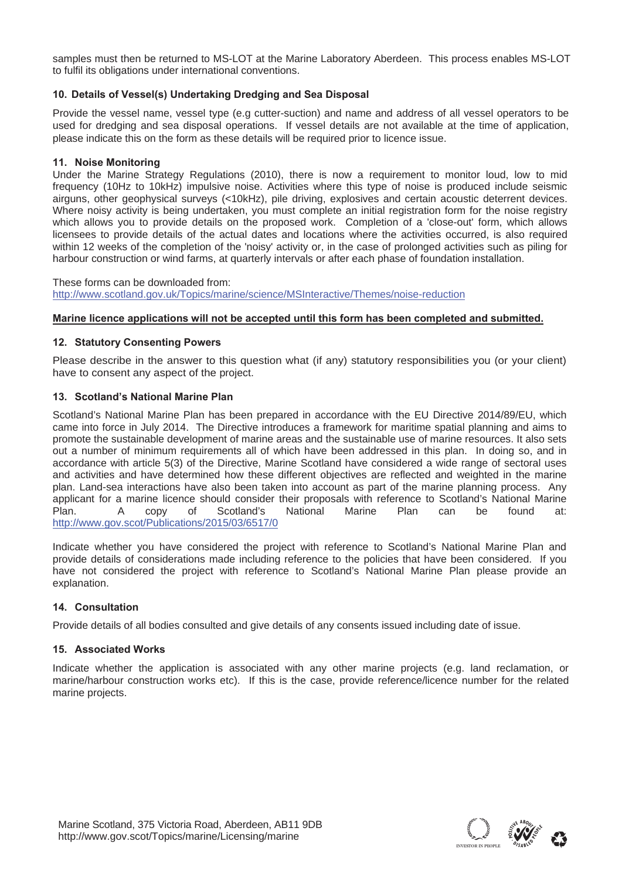samples must then be returned to MS-LOT at the Marine Laboratory Aberdeen. This process enables MS-LOT to fulfil its obligations under international conventions.

### 10. Details of Vessel(s) Undertaking Dredging and Sea Disposal

Provide the vessel name, vessel type (e.g cutter-suction) and name and address of all vessel operators to be used for dredging and sea disposal operations. If vessel details are not available at the time of application, please indicate this on the form as these details will be required prior to licence issue.

### 11. Noise Monitoring

Under the Marine Strategy Regulations (2010), there is now a requirement to monitor loud, low to mid frequency (10Hz to 10kHz) impulsive noise. Activities where this type of noise is produced include seismic airguns, other geophysical surveys (<10kHz), pile driving, explosives and certain acoustic deterrent devices. Where noisy activity is being undertaken, you must complete an initial registration form for the noise registry which allows you to provide details on the proposed work. Completion of a 'close-out' form, which allows licensees to provide details of the actual dates and locations where the activities occurred, is also required within 12 weeks of the completion of the 'noisy' activity or, in the case of prolonged activities such as piling for harbour construction or wind farms, at quarterly intervals or after each phase of foundation installation.

These forms can be downloaded from:
http://www.scotland.gov.uk/Topics/marine/science/MSInteractive/Themes/noise-reduction

**Marine licence applications will not be accepted until this form has been completed and submitted.**

### 12. Statutory Consenting Powers

Please describe in the answer to this question what (if any) statutory responsibilities you (or your client) have to consent any aspect of the project.

### 13. Scotland's National Marine Plan

Scotland's National Marine Plan has been prepared in accordance with the EU Directive 2014/89/EU, which came into force in July 2014. The Directive introduces a framework for maritime spatial planning and aims to promote the sustainable development of marine areas and the sustainable use of marine resources. It also sets out a number of minimum requirements all of which have been addressed in this plan. In doing so, and in accordance with article 5(3) of the Directive, Marine Scotland have considered a wide range of sectoral uses and activities and have determined how these different objectives are reflected and weighted in the marine plan. Land-sea interactions have also been taken into account as part of the marine planning process. Any applicant for a marine licence should consider their proposals with reference to Scotland's National Marine Plan. A copy of Scotland's National Marine Plan can be found at: http://www.gov.scot/Publications/2015/03/6517/0

Indicate whether you have considered the project with reference to Scotland's National Marine Plan and provide details of considerations made including reference to the policies that have been considered. If you have not considered the project with reference to Scotland's National Marine Plan please provide an explanation.

### 14. Consultation

Provide details of all bodies consulted and give details of any consents issued including date of issue.

### 15. Associated Works

Indicate whether the application is associated with any other marine projects (e.g. land reclamation, or marine/harbour construction works etc). If this is the case, provide reference/licence number for the related marine projects.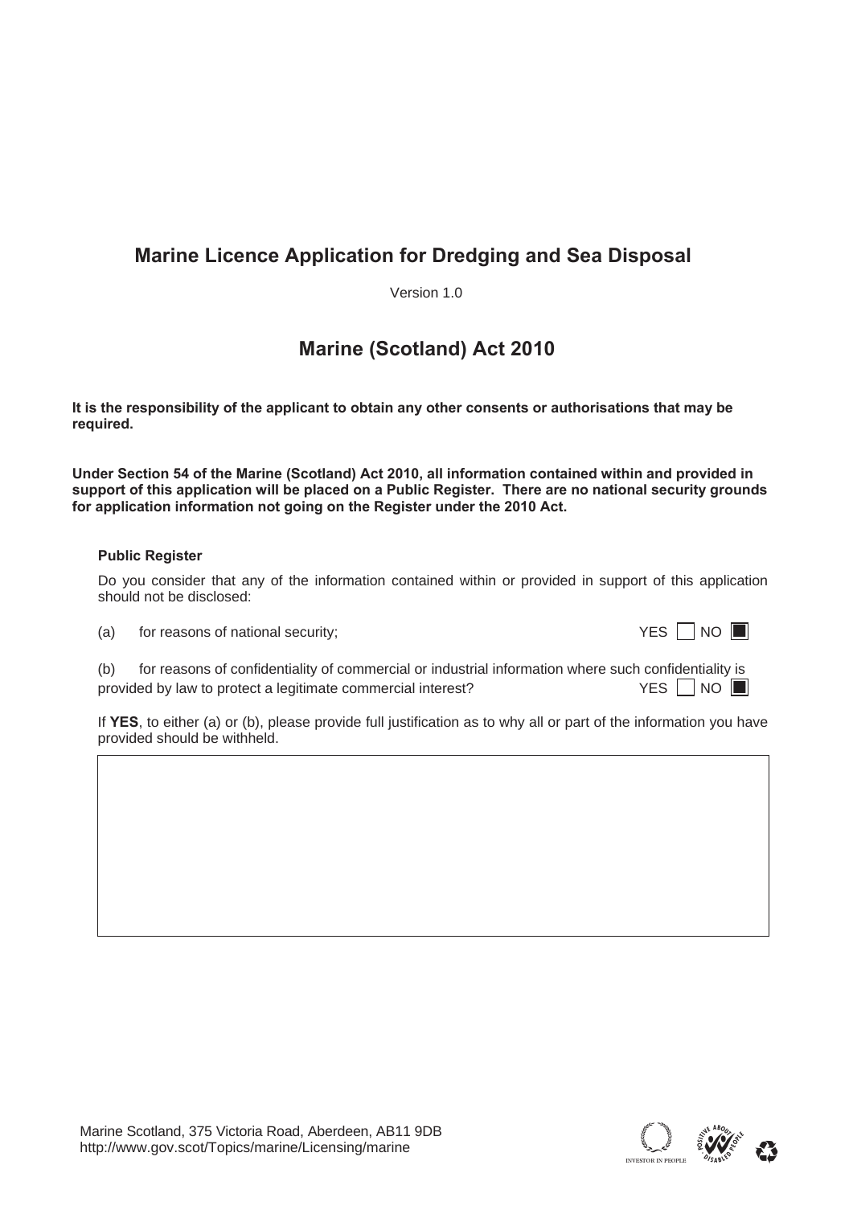# Marine Licence Application for Dredging and Sea Disposal

Version 1.0

## Marine (Scotland) Act 2010

**It is the responsibility of the applicant to obtain any other consents or authorisations that may be required.**

**Under Section 54 of the Marine (Scotland) Act 2010, all information contained within and provided in support of this application will be placed on a Public Register. There are no national security grounds for application information not going on the Register under the 2010 Act.**

### Public Register

Do you consider that any of the information contained within or provided in support of this application should not be disclosed:

(a) for reasons of national security; YES ☐ NO ■

(b) for reasons of confidentiality of commercial or industrial information where such confidentiality is provided by law to protect a legitimate commercial interest? YES ☐ NO ■

If **YES**, to either (a) or (b), please provide full justification as to why all or part of the information you have provided should be withheld.

Marine Scotland, 375 Victoria Road, Aberdeen, AB11 9DB
http://www.gov.scot/Topics/marine/Licensing/marine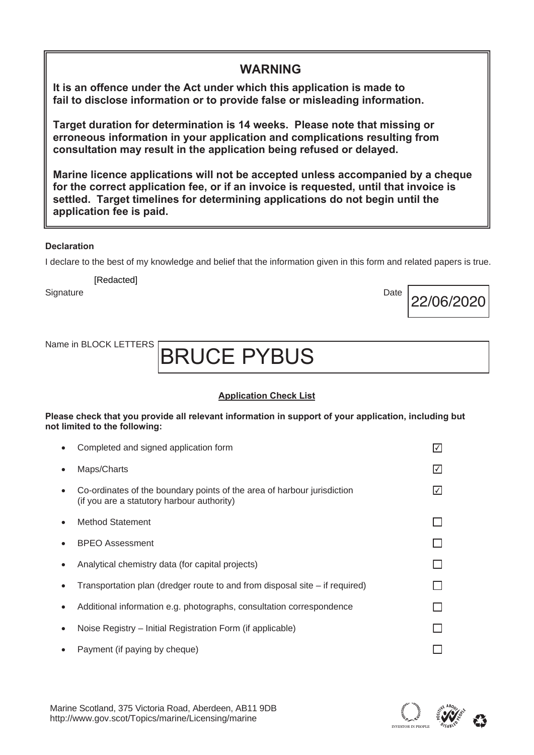## WARNING

**It is an offence under the Act under which this application is made to fail to disclose information or to provide false or misleading information.**

**Target duration for determination is 14 weeks. Please note that missing or erroneous information in your application and complications resulting from consultation may result in the application being refused or delayed.**

**Marine licence applications will not be accepted unless accompanied by a cheque for the correct application fee, or if an invoice is requested, until that invoice is settled. Target timelines for determining applications do not begin until the application fee is paid.**

**Declaration**

I declare to the best of my knowledge and belief that the information given in this form and related papers is true.

Signature [Redacted]

Date 22/06/2020

Name in BLOCK LETTERS BRUCE PYBUS

**Application Check List**

**Please check that you provide all relevant information in support of your application, including but not limited to the following:**

- Completed and signed application form ☑
- Maps/Charts ☑
- Co-ordinates of the boundary points of the area of harbour jurisdiction (if you are a statutory harbour authority) ☑
- Method Statement ☐
- BPEO Assessment ☐
- Analytical chemistry data (for capital projects) ☐
- Transportation plan (dredger route to and from disposal site – if required) ☐
- Additional information e.g. photographs, consultation correspondence ☐
- Noise Registry – Initial Registration Form (if applicable) ☐
- Payment (if paying by cheque) ☐

Marine Scotland, 375 Victoria Road, Aberdeen, AB11 9DB
http://www.gov.scot/Topics/marine/Licensing/marine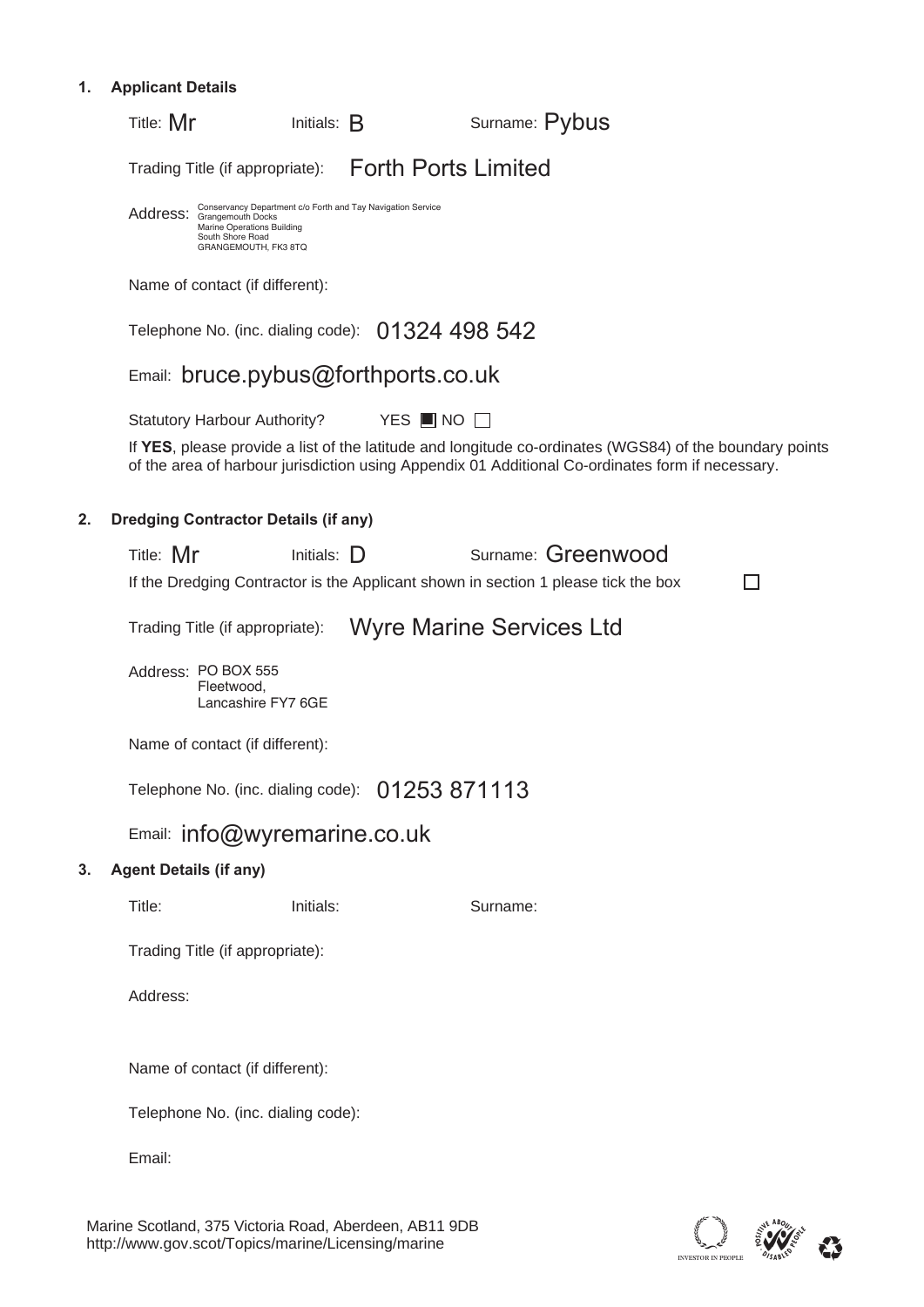## 1. Applicant Details

Title: Mr Initials: B Surname: Pybus

Trading Title (if appropriate): Forth Ports Limited

Address: Conservancy Department c/o Forth and Tay Navigation Service
Grangemouth Docks
Marine Operations Building
South Shore Road
GRANGEMOUTH, FK3 8TQ

Name of contact (if different):

Telephone No. (inc. dialing code): 01324 498 542

Email: bruce.pybus@forthports.co.uk

Statutory Harbour Authority? YES ☒ NO ☐

If **YES**, please provide a list of the latitude and longitude co-ordinates (WGS84) of the boundary points of the area of harbour jurisdiction using Appendix 01 Additional Co-ordinates form if necessary.

## 2. Dredging Contractor Details (if any)

Title: Mr Initials: D Surname: Greenwood

If the Dredging Contractor is the Applicant shown in section 1 please tick the box ☐

Trading Title (if appropriate): Wyre Marine Services Ltd

Address: PO BOX 555
Fleetwood,
Lancashire FY7 6GE

Name of contact (if different):

Telephone No. (inc. dialing code): 01253 871113

Email: info@wyremarine.co.uk

## 3. Agent Details (if any)

Title: Initials: Surname:

Trading Title (if appropriate):

Address:

Name of contact (if different):

Telephone No. (inc. dialing code):

Email:

Marine Scotland, 375 Victoria Road, Aberdeen, AB11 9DB
http://www.gov.scot/Topics/marine/Licensing/marine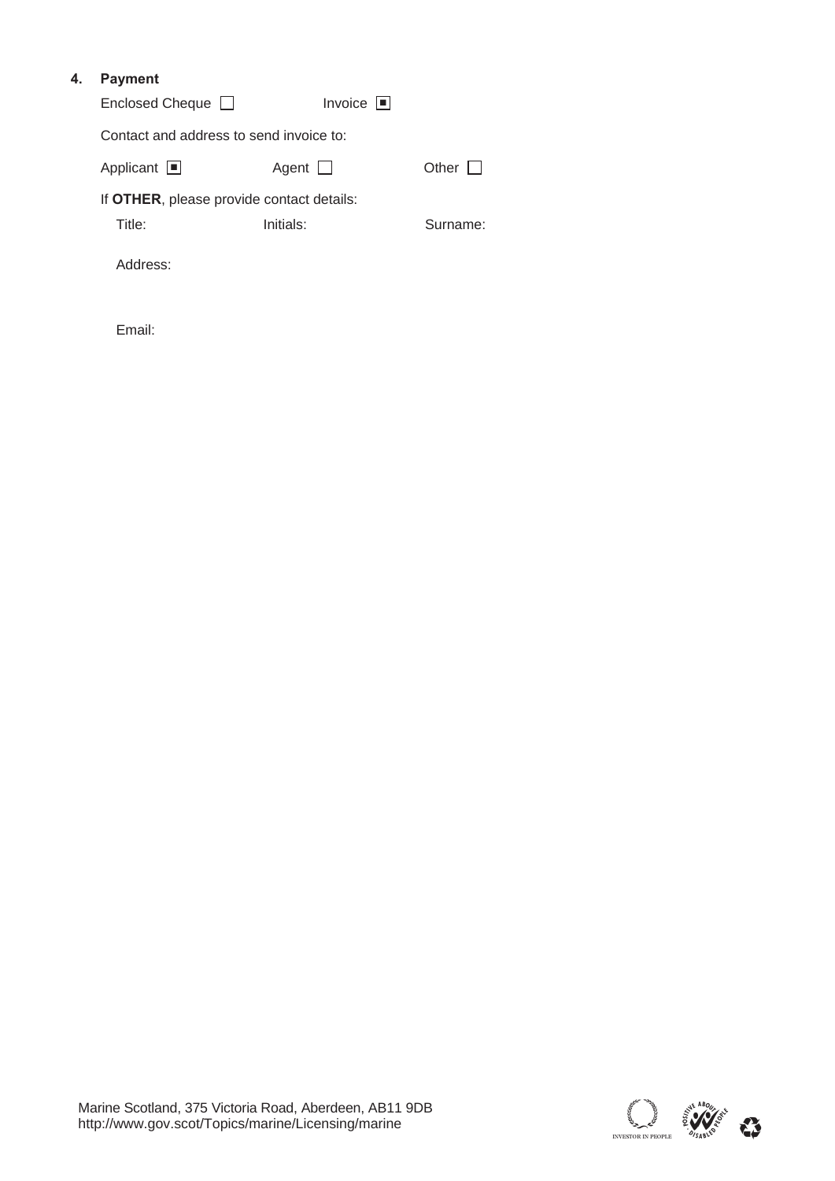## 4. Payment

Enclosed Cheque ☐ Invoice ☒

Contact and address to send invoice to:

Applicant ☒ Agent ☐ Other ☐

If **OTHER**, please provide contact details:

Title: Initials: Surname:

Address:

Email:

Marine Scotland, 375 Victoria Road, Aberdeen, AB11 9DB
http://www.gov.scot/Topics/marine/Licensing/marine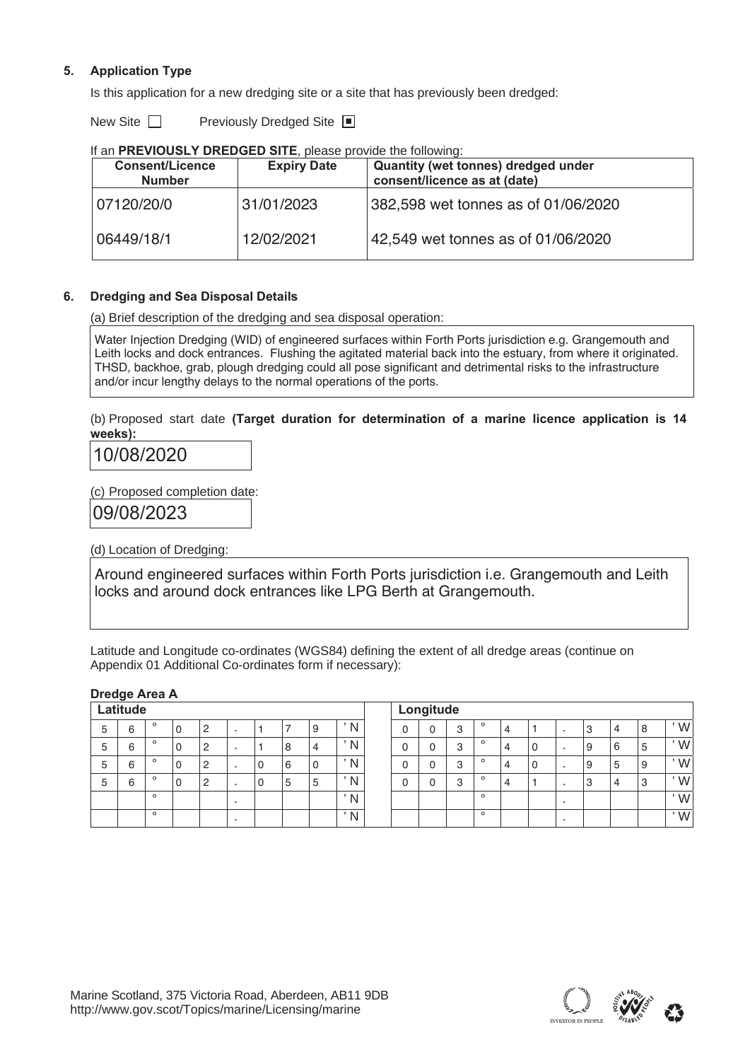## 5. Application Type

Is this application for a new dredging site or a site that has previously been dredged:

New Site ☐ Previously Dredged Site ■

If an **PREVIOUSLY DREDGED SITE**, please provide the following:

| Consent/Licence Number | Expiry Date | Quantity (wet tonnes) dredged under consent/licence as at (date) |
|---|---|---|
| 07120/20/0 | 31/01/2023 | 382,598 wet tonnes as of 01/06/2020 |
| 06449/18/1 | 12/02/2021 | 42,549 wet tonnes as of 01/06/2020 |

## 6. Dredging and Sea Disposal Details

(a) Brief description of the dredging and sea disposal operation:

Water Injection Dredging (WID) of engineered surfaces within Forth Ports jurisdiction e.g. Grangemouth and Leith locks and dock entrances. Flushing the agitated material back into the estuary, from where it originated. THSD, backhoe, grab, plough dredging could all pose significant and detrimental risks to the infrastructure and/or incur lengthy delays to the normal operations of the ports.

(b) Proposed start date **(Target duration for determination of a marine licence application is 14 weeks):**

10/08/2020

(c) Proposed completion date:

09/08/2023

(d) Location of Dredging:

Around engineered surfaces within Forth Ports jurisdiction i.e. Grangemouth and Leith locks and around dock entrances like LPG Berth at Grangemouth.

Latitude and Longitude co-ordinates (WGS84) defining the extent of all dredge areas (continue on Appendix 01 Additional Co-ordinates form if necessary):

**Dredge Area A**

| Latitude | Longitude |
|---|---|
| 56° 02.179' N | 003° 41.348' W |
| 56° 02.184' N | 003° 40.965' W |
| 56° 02.060' N | 003° 40.959' W |
| 56° 02.055' N | 003° 41.343' W |
| ° . ' N | ° . ' W |
| ° . ' N | ° . ' W |

Marine Scotland, 375 Victoria Road, Aberdeen, AB11 9DB
http://www.gov.scot/Topics/marine/Licensing/marine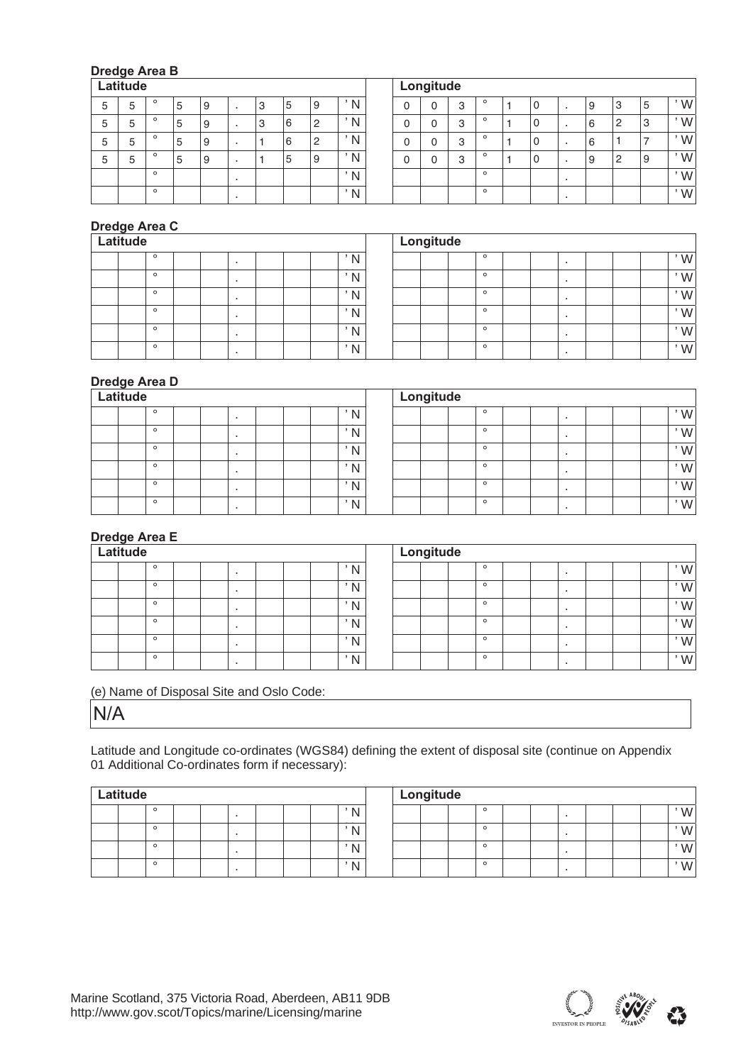**Dredge Area B**

| Latitude | | | | | | | | | | | Longitude | | | | | | | | | |
|---|---|---|---|---|---|---|---|---|---|---|---|---|---|---|---|---|---|---|---|---|
| 5 | 5 | ° | 5 | 9 | . | 3 | 5 | 9 | ' N | | 0 | 0 | 3 | ° | 1 | 0 | . | 9 | 3 | 5 | ' W |
| 5 | 5 | ° | 5 | 9 | . | 3 | 6 | 2 | ' N | | 0 | 0 | 3 | ° | 1 | 0 | . | 6 | 2 | 3 | ' W |
| 5 | 5 | ° | 5 | 9 | . | 1 | 6 | 2 | ' N | | 0 | 0 | 3 | ° | 1 | 0 | . | 6 | 1 | 7 | ' W |
| 5 | 5 | ° | 5 | 9 | . | 1 | 5 | 9 | ' N | | 0 | 0 | 3 | ° | 1 | 0 | . | 9 | 2 | 9 | ' W |
| | | ° | | | . | | | | ' N | | | | | ° | | | . | | | | ' W |
| | | ° | | | . | | | | ' N | | | | | ° | | | . | | | | ' W |

**Dredge Area C**

| Latitude | | | | | | | | | | | Longitude | | | | | | | | | | |
|---|---|---|---|---|---|---|---|---|---|---|---|---|---|---|---|---|---|---|---|---|---|
| | | ° | | | . | | | | ' N | | | | | ° | | | . | | | | ' W |
| | | ° | | | . | | | | ' N | | | | | ° | | | . | | | | ' W |
| | | ° | | | . | | | | ' N | | | | | ° | | | . | | | | ' W |
| | | ° | | | . | | | | ' N | | | | | ° | | | . | | | | ' W |
| | | ° | | | . | | | | ' N | | | | | ° | | | . | | | | ' W |
| | | ° | | | . | | | | ' N | | | | | ° | | | . | | | | ' W |

**Dredge Area D**

| Latitude | | | | | | | | | | | Longitude | | | | | | | | | | |
|---|---|---|---|---|---|---|---|---|---|---|---|---|---|---|---|---|---|---|---|---|---|
| | | ° | | | . | | | | ' N | | | | | ° | | | . | | | | ' W |
| | | ° | | | . | | | | ' N | | | | | ° | | | . | | | | ' W |
| | | ° | | | . | | | | ' N | | | | | ° | | | . | | | | ' W |
| | | ° | | | . | | | | ' N | | | | | ° | | | . | | | | ' W |
| | | ° | | | . | | | | ' N | | | | | ° | | | . | | | | ' W |
| | | ° | | | . | | | | ' N | | | | | ° | | | . | | | | ' W |

**Dredge Area E**

| Latitude | | | | | | | | | | | Longitude | | | | | | | | | | |
|---|---|---|---|---|---|---|---|---|---|---|---|---|---|---|---|---|---|---|---|---|---|
| | | ° | | | . | | | | ' N | | | | | ° | | | . | | | | ' W |
| | | ° | | | . | | | | ' N | | | | | ° | | | . | | | | ' W |
| | | ° | | | . | | | | ' N | | | | | ° | | | . | | | | ' W |
| | | ° | | | . | | | | ' N | | | | | ° | | | . | | | | ' W |
| | | ° | | | . | | | | ' N | | | | | ° | | | . | | | | ' W |
| | | ° | | | . | | | | ' N | | | | | ° | | | . | | | | ' W |

(e) Name of Disposal Site and Oslo Code:

N/A

Latitude and Longitude co-ordinates (WGS84) defining the extent of disposal site (continue on Appendix 01 Additional Co-ordinates form if necessary):

| Latitude | | | | | | | | | | | Longitude | | | | | | | | | | |
|---|---|---|---|---|---|---|---|---|---|---|---|---|---|---|---|---|---|---|---|---|---|
| | | ° | | | . | | | | ' N | | | | | ° | | | . | | | | ' W |
| | | ° | | | . | | | | ' N | | | | | ° | | | . | | | | ' W |
| | | ° | | | . | | | | ' N | | | | | ° | | | . | | | | ' W |
| | | ° | | | . | | | | ' N | | | | | ° | | | . | | | | ' W |

Marine Scotland, 375 Victoria Road, Aberdeen, AB11 9DB
http://www.gov.scot/Topics/marine/Licensing/marine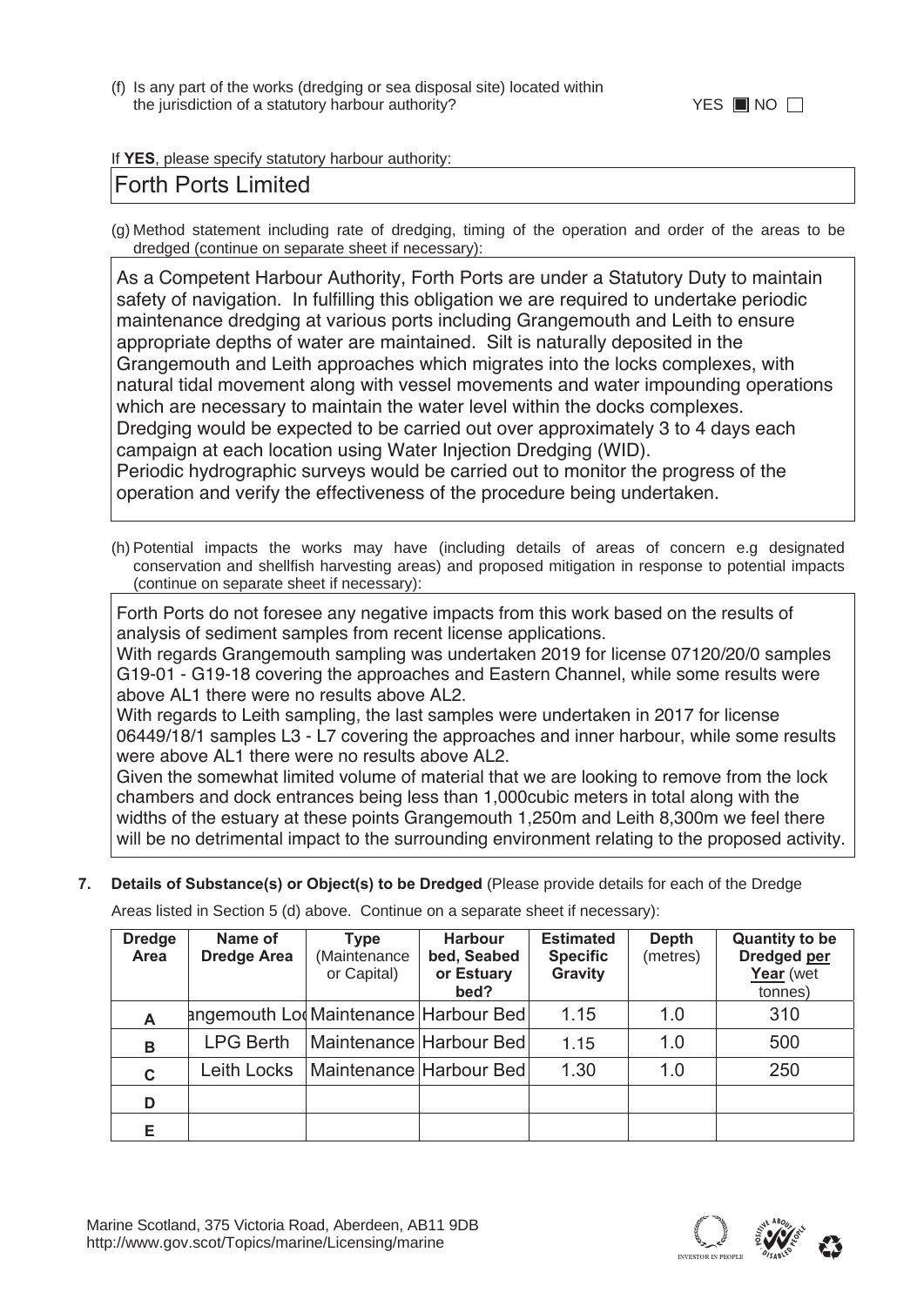(f) Is any part of the works (dredging or sea disposal site) located within the jurisdiction of a statutory harbour authority? YES ■ NO □

If **YES**, please specify statutory harbour authority:

Forth Ports Limited

(g) Method statement including rate of dredging, timing of the operation and order of the areas to be dredged (continue on separate sheet if necessary):

As a Competent Harbour Authority, Forth Ports are under a Statutory Duty to maintain safety of navigation. In fulfilling this obligation we are required to undertake periodic maintenance dredging at various ports including Grangemouth and Leith to ensure appropriate depths of water are maintained. Silt is naturally deposited in the Grangemouth and Leith approaches which migrates into the locks complexes, with natural tidal movement along with vessel movements and water impounding operations which are necessary to maintain the water level within the docks complexes.
Dredging would be expected to be carried out over approximately 3 to 4 days each campaign at each location using Water Injection Dredging (WID).
Periodic hydrographic surveys would be carried out to monitor the progress of the operation and verify the effectiveness of the procedure being undertaken.

(h) Potential impacts the works may have (including details of areas of concern e.g designated conservation and shellfish harvesting areas) and proposed mitigation in response to potential impacts (continue on separate sheet if necessary):

Forth Ports do not foresee any negative impacts from this work based on the results of analysis of sediment samples from recent license applications.
With regards Grangemouth sampling was undertaken 2019 for license 07120/20/0 samples G19-01 - G19-18 covering the approaches and Eastern Channel, while some results were above AL1 there were no results above AL2.
With regards to Leith sampling, the last samples were undertaken in 2017 for license 06449/18/1 samples L3 - L7 covering the approaches and inner harbour, while some results were above AL1 there were no results above AL2.
Given the somewhat limited volume of material that we are looking to remove from the lock chambers and dock entrances being less than 1,000cubic meters in total along with the widths of the estuary at these points Grangemouth 1,250m and Leith 8,300m we feel there will be no detrimental impact to the surrounding environment relating to the proposed activity.

**7. Details of Substance(s) or Object(s) to be Dredged** (Please provide details for each of the Dredge Areas listed in Section 5 (d) above. Continue on a separate sheet if necessary):

| Dredge Area | Name of Dredge Area | Type (Maintenance or Capital) | Harbour bed, Seabed or Estuary bed? | Estimated Specific Gravity | Depth (metres) | Quantity to be Dredged per Year (wet tonnes) |
|---|---|---|---|---|---|---|
| A | angemouth Lo | Maintenance | Harbour Bed | 1.15 | 1.0 | 310 |
| B | LPG Berth | Maintenance | Harbour Bed | 1.15 | 1.0 | 500 |
| C | Leith Locks | Maintenance | Harbour Bed | 1.30 | 1.0 | 250 |
| D | | | | | | |
| E | | | | | | |

Marine Scotland, 375 Victoria Road, Aberdeen, AB11 9DB
http://www.gov.scot/Topics/marine/Licensing/marine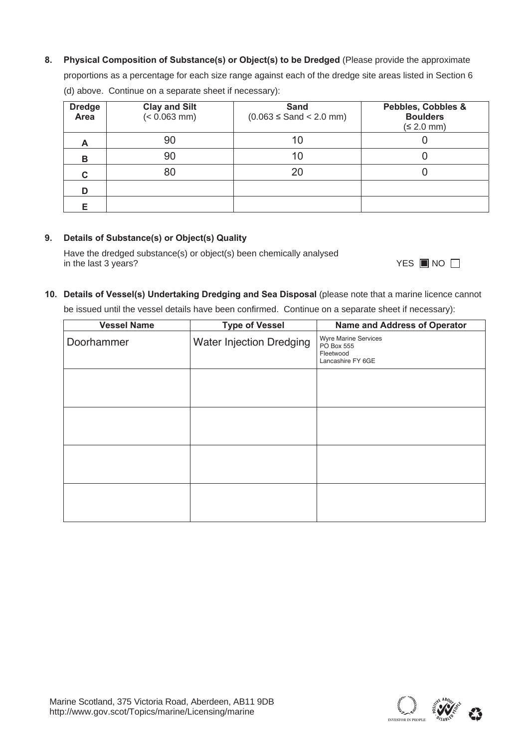**8. Physical Composition of Substance(s) or Object(s) to be Dredged** (Please provide the approximate proportions as a percentage for each size range against each of the dredge site areas listed in Section 6 (d) above. Continue on a separate sheet if necessary):

| Dredge Area | Clay and Silt (< 0.063 mm) | Sand (0.063 ≤ Sand < 2.0 mm) | Pebbles, Cobbles & Boulders (≤ 2.0 mm) |
|---|---|---|---|
| A | 90 | 10 | 0 |
| B | 90 | 10 | 0 |
| C | 80 | 20 | 0 |
| D | | | |
| E | | | |

**9. Details of Substance(s) or Object(s) Quality**

Have the dredged substance(s) or object(s) been chemically analysed in the last 3 years? YES ■ NO ☐

**10. Details of Vessel(s) Undertaking Dredging and Sea Disposal** (please note that a marine licence cannot be issued until the vessel details have been confirmed. Continue on a separate sheet if necessary):

| Vessel Name | Type of Vessel | Name and Address of Operator |
|---|---|---|
| Doorhammer | Water Injection Dredging | Wyre Marine Services PO Box 555 Fleetwood Lancashire FY 6GE |
| | | |
| | | |
| | | |
| | | |

Marine Scotland, 375 Victoria Road, Aberdeen, AB11 9DB
http://www.gov.scot/Topics/marine/Licensing/marine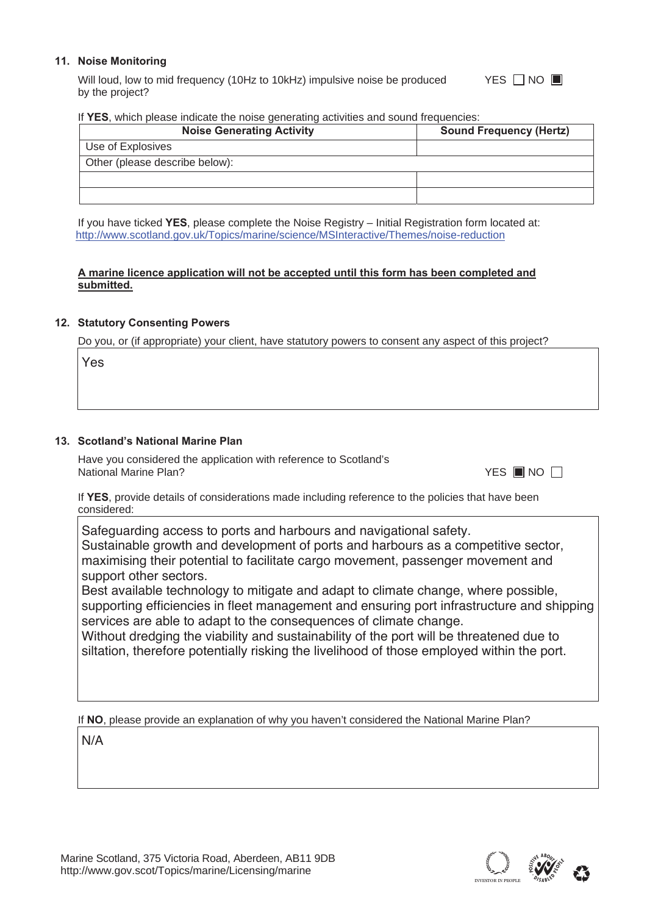### 11. Noise Monitoring

Will loud, low to mid frequency (10Hz to 10kHz) impulsive noise be produced by the project?

YES ☐ NO ■

If **YES**, which please indicate the noise generating activities and sound frequencies:

| Noise Generating Activity | Sound Frequency (Hertz) |
|---|---|
| Use of Explosives | |
| Other (please describe below): | |
| | |
| | |

If you have ticked **YES**, please complete the Noise Registry – Initial Registration form located at: http://www.scotland.gov.uk/Topics/marine/science/MSInteractive/Themes/noise-reduction

**A marine licence application will not be accepted until this form has been completed and submitted.**

### 12. Statutory Consenting Powers

Do you, or (if appropriate) your client, have statutory powers to consent any aspect of this project?

Yes

### 13. Scotland's National Marine Plan

Have you considered the application with reference to Scotland's National Marine Plan?

YES ■ NO ☐

If **YES**, provide details of considerations made including reference to the policies that have been considered:

Safeguarding access to ports and harbours and navigational safety.
Sustainable growth and development of ports and harbours as a competitive sector, maximising their potential to facilitate cargo movement, passenger movement and support other sectors.
Best available technology to mitigate and adapt to climate change, where possible, supporting efficiencies in fleet management and ensuring port infrastructure and shipping services are able to adapt to the consequences of climate change.
Without dredging the viability and sustainability of the port will be threatened due to siltation, therefore potentially risking the livelihood of those employed within the port.

If **NO**, please provide an explanation of why you haven't considered the National Marine Plan?

N/A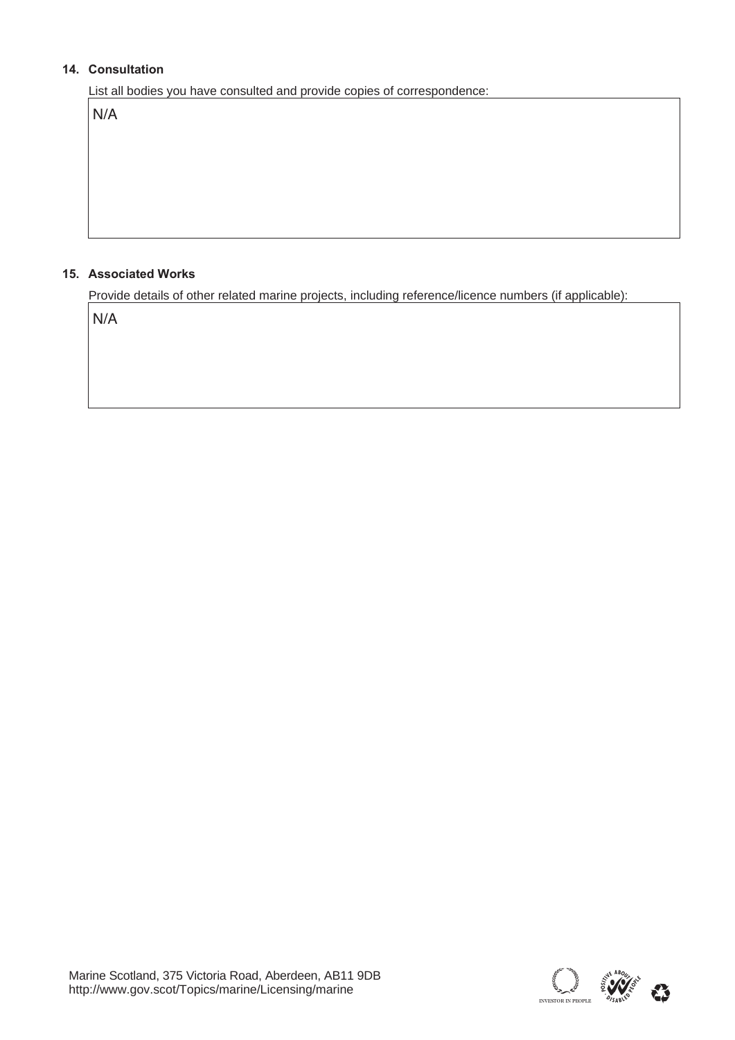**14. Consultation**

List all bodies you have consulted and provide copies of correspondence:

N/A

**15. Associated Works**

Provide details of other related marine projects, including reference/licence numbers (if applicable):

N/A

Marine Scotland, 375 Victoria Road, Aberdeen, AB11 9DB
http://www.gov.scot/Topics/marine/Licensing/marine